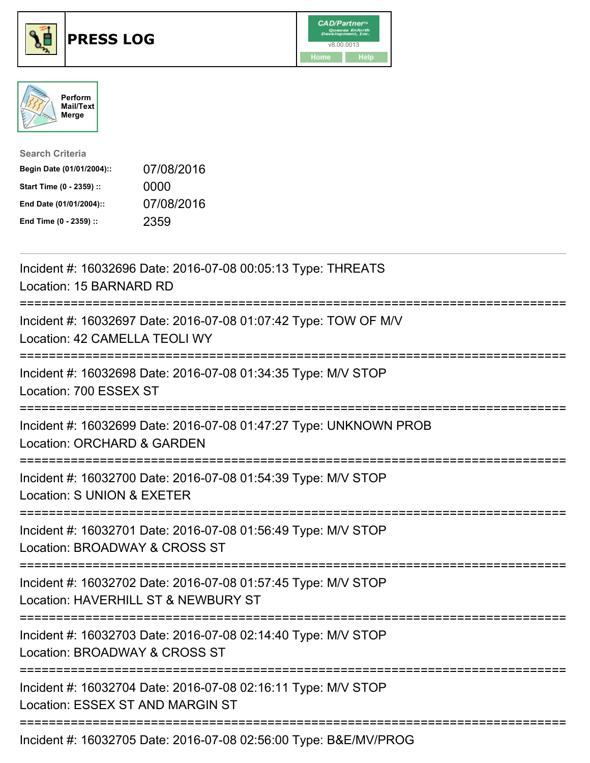# PRESS LOG

Perform Mail/Text Merge

**Search Criteria**

| | |
|---|---|
| **Begin Date (01/01/2004)::** | 07/08/2016 |
| **Start Time (0 - 2359) ::** | 0000 |
| **End Date (01/01/2004)::** | 07/08/2016 |
| **End Time (0 - 2359) ::** | 2359 |

---

Incident #: 16032696 Date: 2016-07-08 00:05:13 Type: THREATS
Location: 15 BARNARD RD

===========================================================================

Incident #: 16032697 Date: 2016-07-08 01:07:42 Type: TOW OF M/V
Location: 42 CAMELLA TEOLI WY

===========================================================================

Incident #: 16032698 Date: 2016-07-08 01:34:35 Type: M/V STOP
Location: 700 ESSEX ST

===========================================================================

Incident #: 16032699 Date: 2016-07-08 01:47:27 Type: UNKNOWN PROB
Location: ORCHARD & GARDEN

===========================================================================

Incident #: 16032700 Date: 2016-07-08 01:54:39 Type: M/V STOP
Location: S UNION & EXETER

===========================================================================

Incident #: 16032701 Date: 2016-07-08 01:56:49 Type: M/V STOP
Location: BROADWAY & CROSS ST

===========================================================================

Incident #: 16032702 Date: 2016-07-08 01:57:45 Type: M/V STOP
Location: HAVERHILL ST & NEWBURY ST

===========================================================================

Incident #: 16032703 Date: 2016-07-08 02:14:40 Type: M/V STOP
Location: BROADWAY & CROSS ST

===========================================================================

Incident #: 16032704 Date: 2016-07-08 02:16:11 Type: M/V STOP
Location: ESSEX ST AND MARGIN ST

===========================================================================

Incident #: 16032705 Date: 2016-07-08 02:56:00 Type: B&E/MV/PROG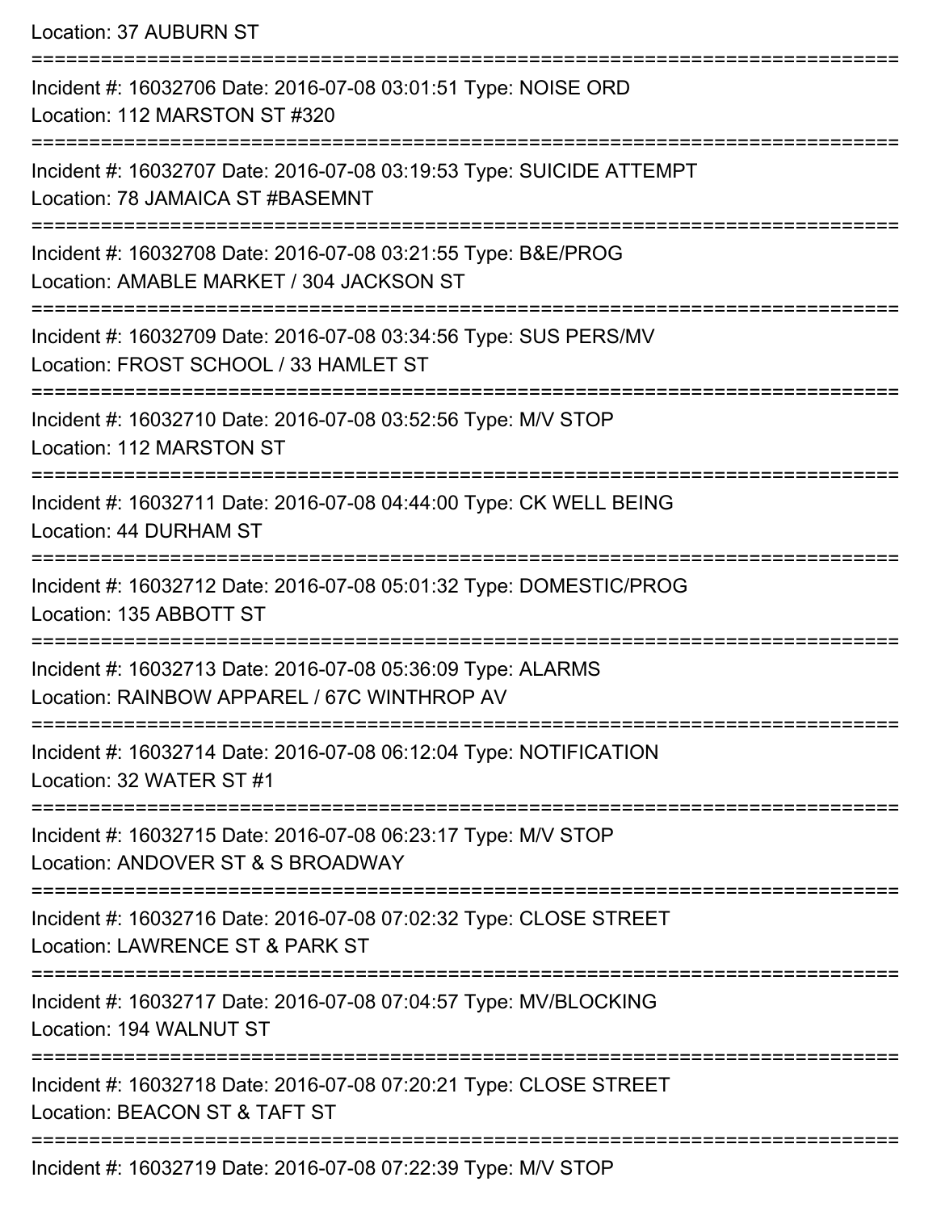Location: 37 AUBURN ST

===========================================================================

Incident #: 16032706 Date: 2016-07-08 03:01:51 Type: NOISE ORD
Location: 112 MARSTON ST #320

===========================================================================

Incident #: 16032707 Date: 2016-07-08 03:19:53 Type: SUICIDE ATTEMPT
Location: 78 JAMAICA ST #BASEMNT

===========================================================================

Incident #: 16032708 Date: 2016-07-08 03:21:55 Type: B&E/PROG
Location: AMABLE MARKET / 304 JACKSON ST

===========================================================================

Incident #: 16032709 Date: 2016-07-08 03:34:56 Type: SUS PERS/MV
Location: FROST SCHOOL / 33 HAMLET ST

===========================================================================

Incident #: 16032710 Date: 2016-07-08 03:52:56 Type: M/V STOP
Location: 112 MARSTON ST

===========================================================================

Incident #: 16032711 Date: 2016-07-08 04:44:00 Type: CK WELL BEING
Location: 44 DURHAM ST

===========================================================================

Incident #: 16032712 Date: 2016-07-08 05:01:32 Type: DOMESTIC/PROG
Location: 135 ABBOTT ST

===========================================================================

Incident #: 16032713 Date: 2016-07-08 05:36:09 Type: ALARMS
Location: RAINBOW APPAREL / 67C WINTHROP AV

===========================================================================

Incident #: 16032714 Date: 2016-07-08 06:12:04 Type: NOTIFICATION
Location: 32 WATER ST #1

===========================================================================

Incident #: 16032715 Date: 2016-07-08 06:23:17 Type: M/V STOP
Location: ANDOVER ST & S BROADWAY

===========================================================================

Incident #: 16032716 Date: 2016-07-08 07:02:32 Type: CLOSE STREET
Location: LAWRENCE ST & PARK ST

===========================================================================

Incident #: 16032717 Date: 2016-07-08 07:04:57 Type: MV/BLOCKING
Location: 194 WALNUT ST

===========================================================================

Incident #: 16032718 Date: 2016-07-08 07:20:21 Type: CLOSE STREET
Location: BEACON ST & TAFT ST

===========================================================================

Incident #: 16032719 Date: 2016-07-08 07:22:39 Type: M/V STOP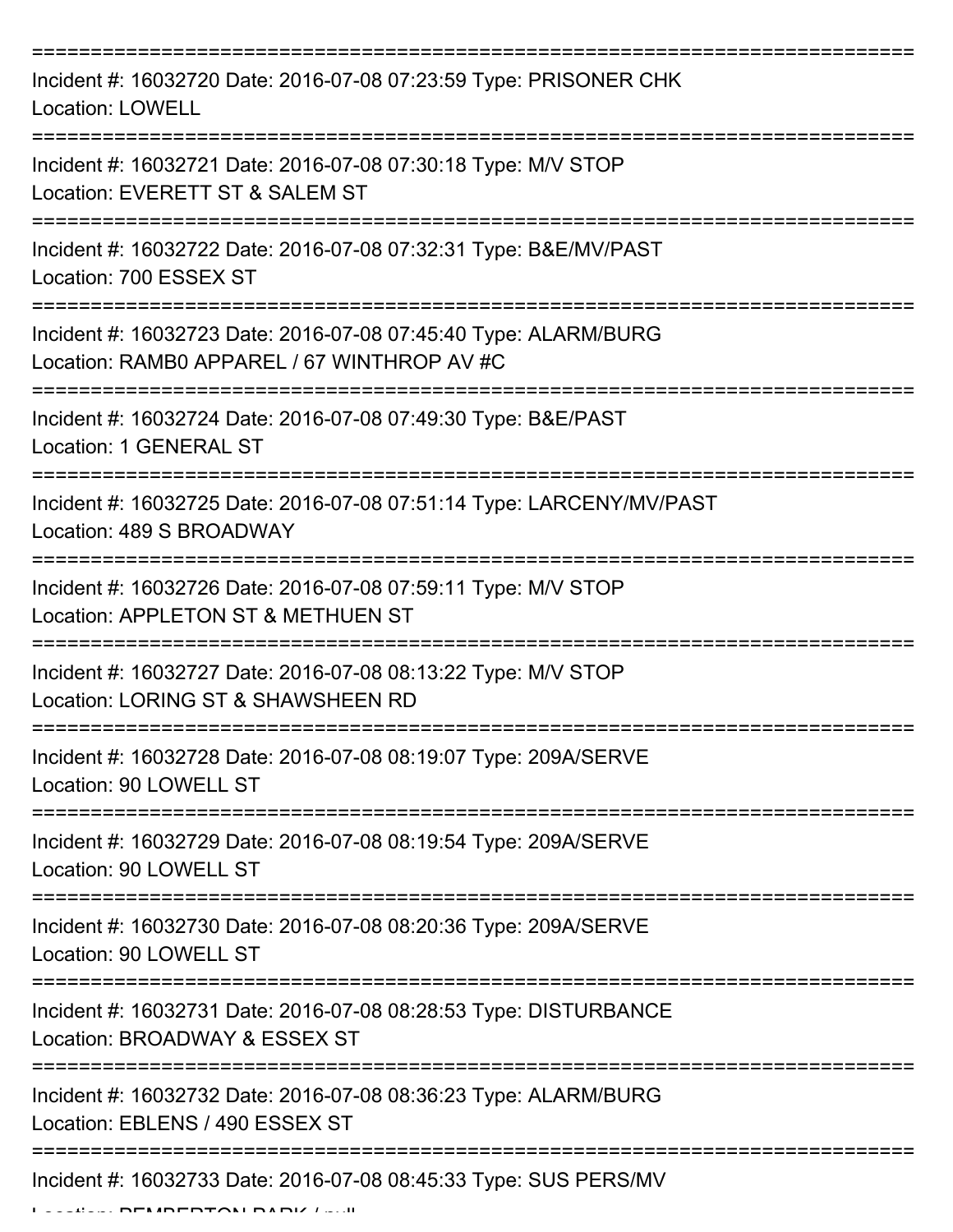===========================================================================

Incident #: 16032720 Date: 2016-07-08 07:23:59 Type: PRISONER CHK
Location: LOWELL

===========================================================================

Incident #: 16032721 Date: 2016-07-08 07:30:18 Type: M/V STOP
Location: EVERETT ST & SALEM ST

===========================================================================

Incident #: 16032722 Date: 2016-07-08 07:32:31 Type: B&E/MV/PAST
Location: 700 ESSEX ST

===========================================================================

Incident #: 16032723 Date: 2016-07-08 07:45:40 Type: ALARM/BURG
Location: RAMB0 APPAREL / 67 WINTHROP AV #C

===========================================================================

Incident #: 16032724 Date: 2016-07-08 07:49:30 Type: B&E/PAST
Location: 1 GENERAL ST

===========================================================================

Incident #: 16032725 Date: 2016-07-08 07:51:14 Type: LARCENY/MV/PAST
Location: 489 S BROADWAY

===========================================================================

Incident #: 16032726 Date: 2016-07-08 07:59:11 Type: M/V STOP
Location: APPLETON ST & METHUEN ST

===========================================================================

Incident #: 16032727 Date: 2016-07-08 08:13:22 Type: M/V STOP
Location: LORING ST & SHAWSHEEN RD

===========================================================================

Incident #: 16032728 Date: 2016-07-08 08:19:07 Type: 209A/SERVE
Location: 90 LOWELL ST

===========================================================================

Incident #: 16032729 Date: 2016-07-08 08:19:54 Type: 209A/SERVE
Location: 90 LOWELL ST

===========================================================================

Incident #: 16032730 Date: 2016-07-08 08:20:36 Type: 209A/SERVE
Location: 90 LOWELL ST

===========================================================================

Incident #: 16032731 Date: 2016-07-08 08:28:53 Type: DISTURBANCE
Location: BROADWAY & ESSEX ST

===========================================================================

Incident #: 16032732 Date: 2016-07-08 08:36:23 Type: ALARM/BURG
Location: EBLENS / 490 ESSEX ST

===========================================================================

Incident #: 16032733 Date: 2016-07-08 08:45:33 Type: SUS PERS/MV
Location: PEMBERTON PARK / null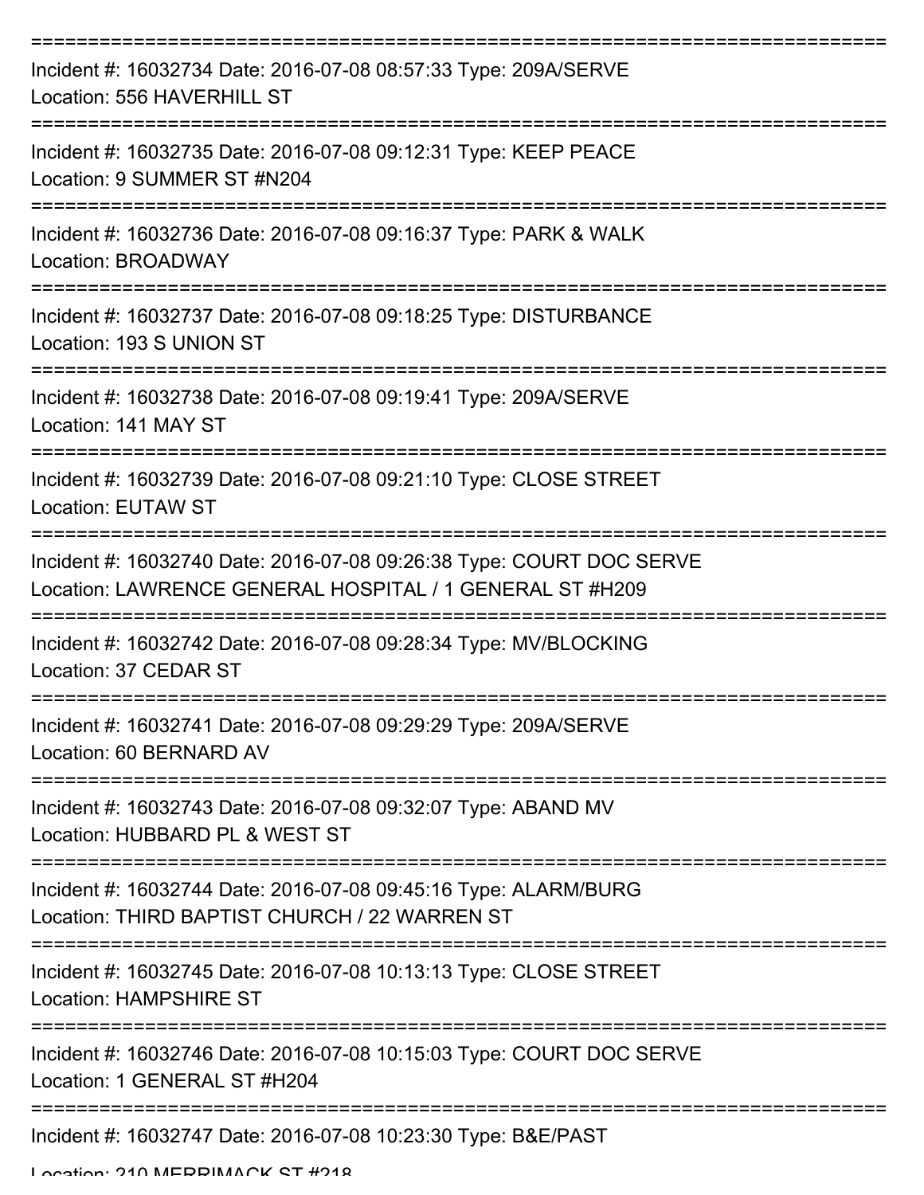===========================================================================

Incident #: 16032734 Date: 2016-07-08 08:57:33 Type: 209A/SERVE
Location: 556 HAVERHILL ST

===========================================================================

Incident #: 16032735 Date: 2016-07-08 09:12:31 Type: KEEP PEACE
Location: 9 SUMMER ST #N204

===========================================================================

Incident #: 16032736 Date: 2016-07-08 09:16:37 Type: PARK & WALK
Location: BROADWAY

===========================================================================

Incident #: 16032737 Date: 2016-07-08 09:18:25 Type: DISTURBANCE
Location: 193 S UNION ST

===========================================================================

Incident #: 16032738 Date: 2016-07-08 09:19:41 Type: 209A/SERVE
Location: 141 MAY ST

===========================================================================

Incident #: 16032739 Date: 2016-07-08 09:21:10 Type: CLOSE STREET
Location: EUTAW ST

===========================================================================

Incident #: 16032740 Date: 2016-07-08 09:26:38 Type: COURT DOC SERVE
Location: LAWRENCE GENERAL HOSPITAL / 1 GENERAL ST #H209

===========================================================================

Incident #: 16032742 Date: 2016-07-08 09:28:34 Type: MV/BLOCKING
Location: 37 CEDAR ST

===========================================================================

Incident #: 16032741 Date: 2016-07-08 09:29:29 Type: 209A/SERVE
Location: 60 BERNARD AV

===========================================================================

Incident #: 16032743 Date: 2016-07-08 09:32:07 Type: ABAND MV
Location: HUBBARD PL & WEST ST

===========================================================================

Incident #: 16032744 Date: 2016-07-08 09:45:16 Type: ALARM/BURG
Location: THIRD BAPTIST CHURCH / 22 WARREN ST

===========================================================================

Incident #: 16032745 Date: 2016-07-08 10:13:13 Type: CLOSE STREET
Location: HAMPSHIRE ST

===========================================================================

Incident #: 16032746 Date: 2016-07-08 10:15:03 Type: COURT DOC SERVE
Location: 1 GENERAL ST #H204

===========================================================================

Incident #: 16032747 Date: 2016-07-08 10:23:30 Type: B&E/PAST
Location: 210 MERRIMACK ST #218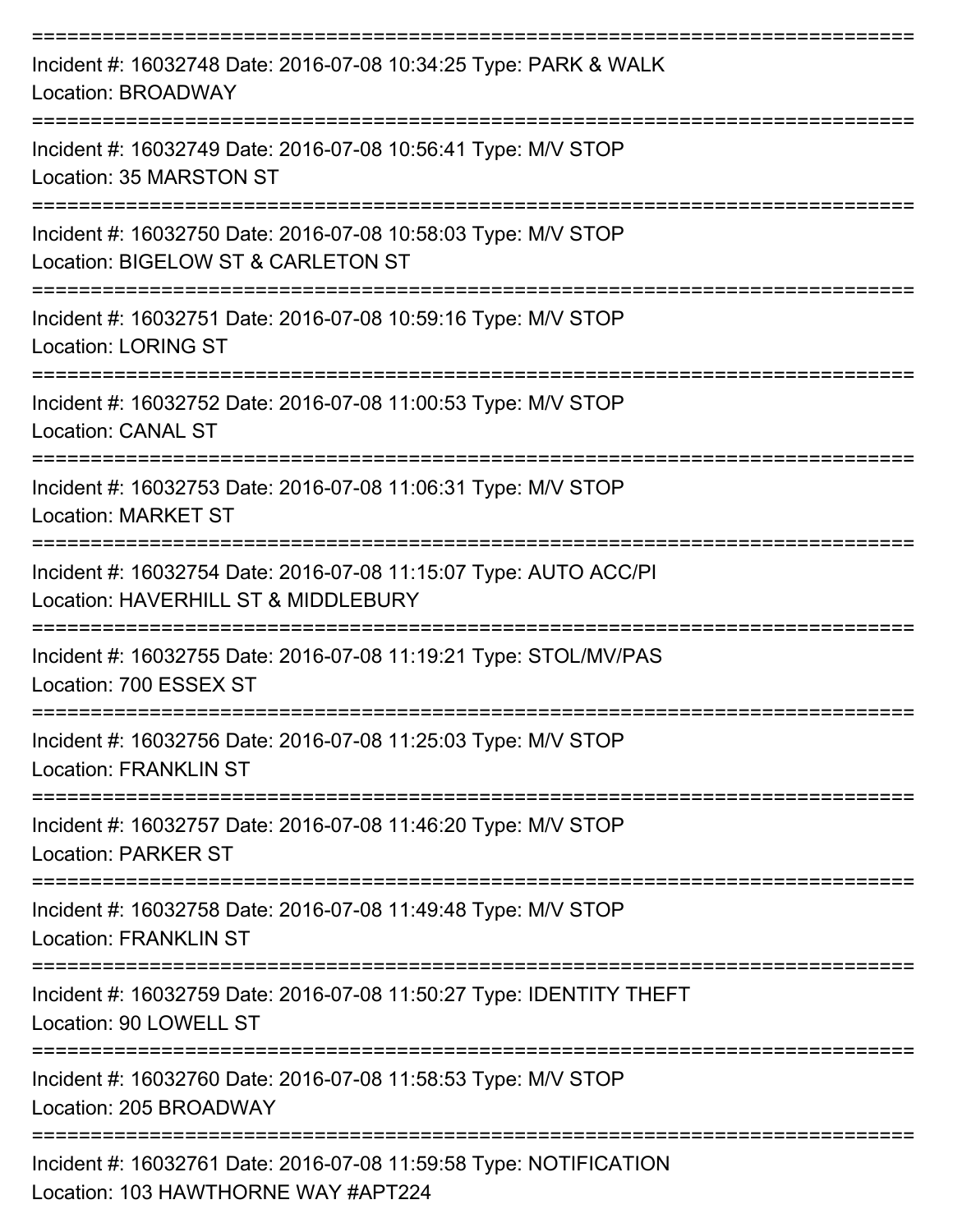===========================================================================

Incident #: 16032748 Date: 2016-07-08 10:34:25 Type: PARK & WALK
Location: BROADWAY

===========================================================================

Incident #: 16032749 Date: 2016-07-08 10:56:41 Type: M/V STOP
Location: 35 MARSTON ST

===========================================================================

Incident #: 16032750 Date: 2016-07-08 10:58:03 Type: M/V STOP
Location: BIGELOW ST & CARLETON ST

===========================================================================

Incident #: 16032751 Date: 2016-07-08 10:59:16 Type: M/V STOP
Location: LORING ST

===========================================================================

Incident #: 16032752 Date: 2016-07-08 11:00:53 Type: M/V STOP
Location: CANAL ST

===========================================================================

Incident #: 16032753 Date: 2016-07-08 11:06:31 Type: M/V STOP
Location: MARKET ST

===========================================================================

Incident #: 16032754 Date: 2016-07-08 11:15:07 Type: AUTO ACC/PI
Location: HAVERHILL ST & MIDDLEBURY

===========================================================================

Incident #: 16032755 Date: 2016-07-08 11:19:21 Type: STOL/MV/PAS
Location: 700 ESSEX ST

===========================================================================

Incident #: 16032756 Date: 2016-07-08 11:25:03 Type: M/V STOP
Location: FRANKLIN ST

===========================================================================

Incident #: 16032757 Date: 2016-07-08 11:46:20 Type: M/V STOP
Location: PARKER ST

===========================================================================

Incident #: 16032758 Date: 2016-07-08 11:49:48 Type: M/V STOP
Location: FRANKLIN ST

===========================================================================

Incident #: 16032759 Date: 2016-07-08 11:50:27 Type: IDENTITY THEFT
Location: 90 LOWELL ST

===========================================================================

Incident #: 16032760 Date: 2016-07-08 11:58:53 Type: M/V STOP
Location: 205 BROADWAY

===========================================================================

Incident #: 16032761 Date: 2016-07-08 11:59:58 Type: NOTIFICATION
Location: 103 HAWTHORNE WAY #APT224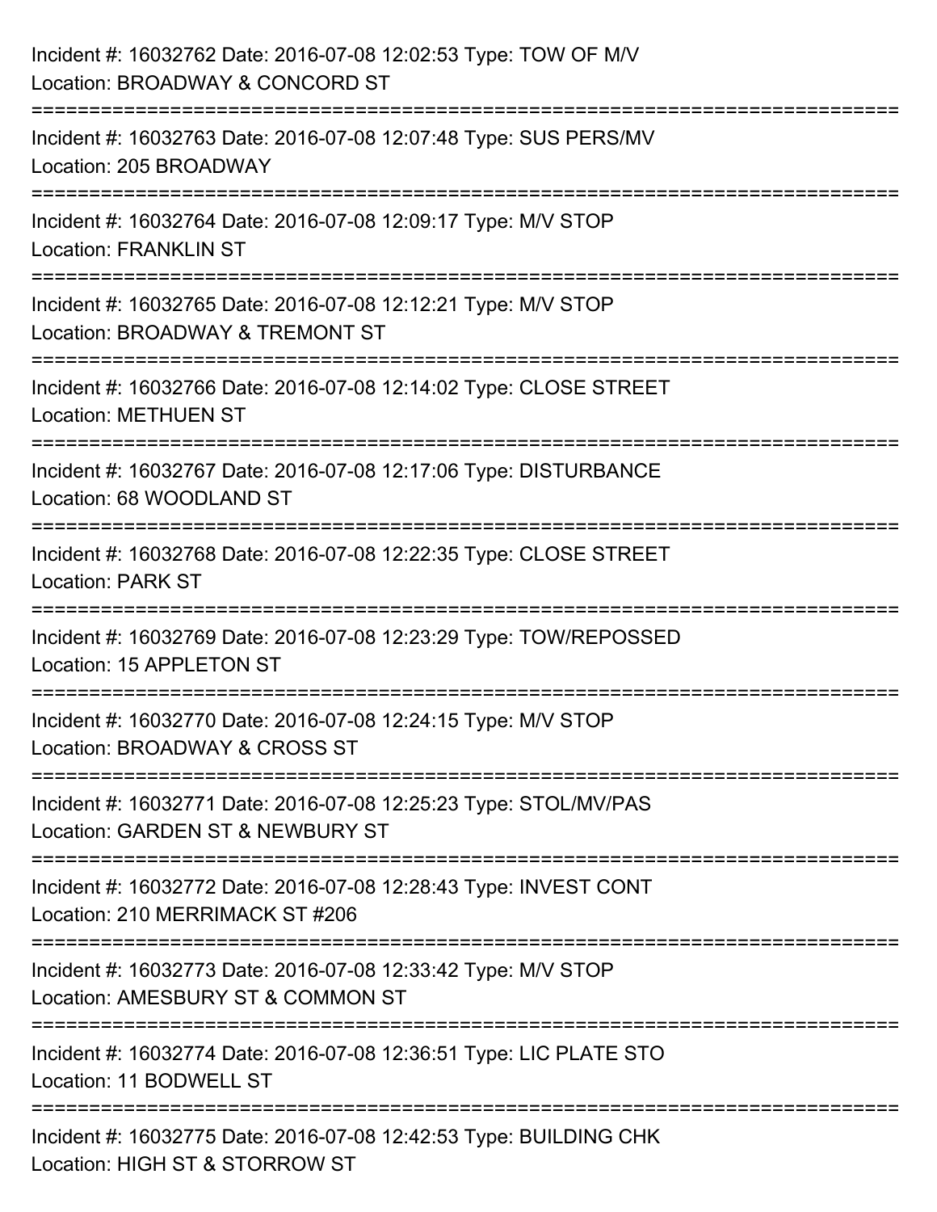Incident #: 16032762 Date: 2016-07-08 12:02:53 Type: TOW OF M/V
Location: BROADWAY & CONCORD ST

===========================================================================

Incident #: 16032763 Date: 2016-07-08 12:07:48 Type: SUS PERS/MV
Location: 205 BROADWAY

===========================================================================

Incident #: 16032764 Date: 2016-07-08 12:09:17 Type: M/V STOP
Location: FRANKLIN ST

===========================================================================

Incident #: 16032765 Date: 2016-07-08 12:12:21 Type: M/V STOP
Location: BROADWAY & TREMONT ST

===========================================================================

Incident #: 16032766 Date: 2016-07-08 12:14:02 Type: CLOSE STREET
Location: METHUEN ST

===========================================================================

Incident #: 16032767 Date: 2016-07-08 12:17:06 Type: DISTURBANCE
Location: 68 WOODLAND ST

===========================================================================

Incident #: 16032768 Date: 2016-07-08 12:22:35 Type: CLOSE STREET
Location: PARK ST

===========================================================================

Incident #: 16032769 Date: 2016-07-08 12:23:29 Type: TOW/REPOSSED
Location: 15 APPLETON ST

===========================================================================

Incident #: 16032770 Date: 2016-07-08 12:24:15 Type: M/V STOP
Location: BROADWAY & CROSS ST

===========================================================================

Incident #: 16032771 Date: 2016-07-08 12:25:23 Type: STOL/MV/PAS
Location: GARDEN ST & NEWBURY ST

===========================================================================

Incident #: 16032772 Date: 2016-07-08 12:28:43 Type: INVEST CONT
Location: 210 MERRIMACK ST #206

===========================================================================

Incident #: 16032773 Date: 2016-07-08 12:33:42 Type: M/V STOP
Location: AMESBURY ST & COMMON ST

===========================================================================

Incident #: 16032774 Date: 2016-07-08 12:36:51 Type: LIC PLATE STO
Location: 11 BODWELL ST

===========================================================================

Incident #: 16032775 Date: 2016-07-08 12:42:53 Type: BUILDING CHK
Location: HIGH ST & STORROW ST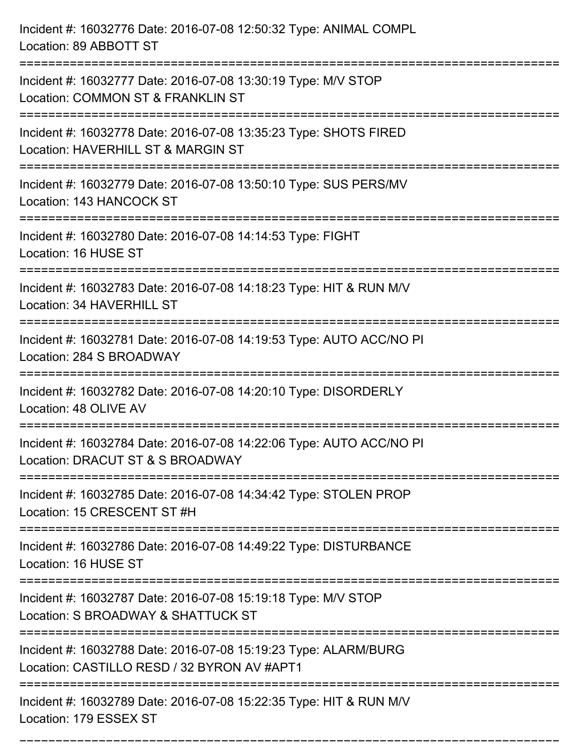Incident #: 16032776 Date: 2016-07-08 12:50:32 Type: ANIMAL COMPL
Location: 89 ABBOTT ST

===========================================================================

Incident #: 16032777 Date: 2016-07-08 13:30:19 Type: M/V STOP
Location: COMMON ST & FRANKLIN ST

===========================================================================

Incident #: 16032778 Date: 2016-07-08 13:35:23 Type: SHOTS FIRED
Location: HAVERHILL ST & MARGIN ST

===========================================================================

Incident #: 16032779 Date: 2016-07-08 13:50:10 Type: SUS PERS/MV
Location: 143 HANCOCK ST

===========================================================================

Incident #: 16032780 Date: 2016-07-08 14:14:53 Type: FIGHT
Location: 16 HUSE ST

===========================================================================

Incident #: 16032783 Date: 2016-07-08 14:18:23 Type: HIT & RUN M/V
Location: 34 HAVERHILL ST

===========================================================================

Incident #: 16032781 Date: 2016-07-08 14:19:53 Type: AUTO ACC/NO PI
Location: 284 S BROADWAY

===========================================================================

Incident #: 16032782 Date: 2016-07-08 14:20:10 Type: DISORDERLY
Location: 48 OLIVE AV

===========================================================================

Incident #: 16032784 Date: 2016-07-08 14:22:06 Type: AUTO ACC/NO PI
Location: DRACUT ST & S BROADWAY

===========================================================================

Incident #: 16032785 Date: 2016-07-08 14:34:42 Type: STOLEN PROP
Location: 15 CRESCENT ST #H

===========================================================================

Incident #: 16032786 Date: 2016-07-08 14:49:22 Type: DISTURBANCE
Location: 16 HUSE ST

===========================================================================

Incident #: 16032787 Date: 2016-07-08 15:19:18 Type: M/V STOP
Location: S BROADWAY & SHATTUCK ST

===========================================================================

Incident #: 16032788 Date: 2016-07-08 15:19:23 Type: ALARM/BURG
Location: CASTILLO RESD / 32 BYRON AV #APT1

===========================================================================

Incident #: 16032789 Date: 2016-07-08 15:22:35 Type: HIT & RUN M/V
Location: 179 ESSEX ST

===========================================================================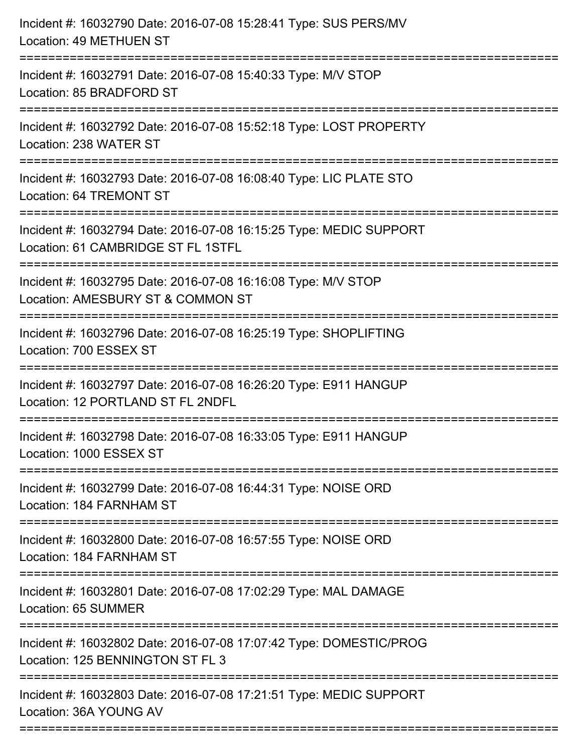Incident #: 16032790 Date: 2016-07-08 15:28:41 Type: SUS PERS/MV
Location: 49 METHUEN ST

===========================================================================

Incident #: 16032791 Date: 2016-07-08 15:40:33 Type: M/V STOP
Location: 85 BRADFORD ST

===========================================================================

Incident #: 16032792 Date: 2016-07-08 15:52:18 Type: LOST PROPERTY
Location: 238 WATER ST

===========================================================================

Incident #: 16032793 Date: 2016-07-08 16:08:40 Type: LIC PLATE STO
Location: 64 TREMONT ST

===========================================================================

Incident #: 16032794 Date: 2016-07-08 16:15:25 Type: MEDIC SUPPORT
Location: 61 CAMBRIDGE ST FL 1STFL

===========================================================================

Incident #: 16032795 Date: 2016-07-08 16:16:08 Type: M/V STOP
Location: AMESBURY ST & COMMON ST

===========================================================================

Incident #: 16032796 Date: 2016-07-08 16:25:19 Type: SHOPLIFTING
Location: 700 ESSEX ST

===========================================================================

Incident #: 16032797 Date: 2016-07-08 16:26:20 Type: E911 HANGUP
Location: 12 PORTLAND ST FL 2NDFL

===========================================================================

Incident #: 16032798 Date: 2016-07-08 16:33:05 Type: E911 HANGUP
Location: 1000 ESSEX ST

===========================================================================

Incident #: 16032799 Date: 2016-07-08 16:44:31 Type: NOISE ORD
Location: 184 FARNHAM ST

===========================================================================

Incident #: 16032800 Date: 2016-07-08 16:57:55 Type: NOISE ORD
Location: 184 FARNHAM ST

===========================================================================

Incident #: 16032801 Date: 2016-07-08 17:02:29 Type: MAL DAMAGE
Location: 65 SUMMER

===========================================================================

Incident #: 16032802 Date: 2016-07-08 17:07:42 Type: DOMESTIC/PROG
Location: 125 BENNINGTON ST FL 3

===========================================================================

Incident #: 16032803 Date: 2016-07-08 17:21:51 Type: MEDIC SUPPORT
Location: 36A YOUNG AV

===========================================================================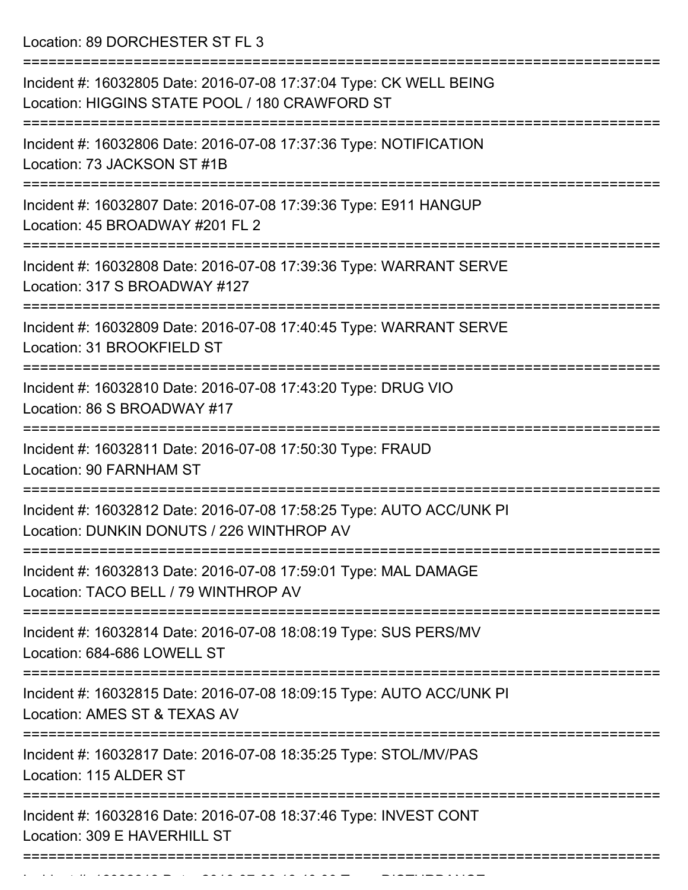Location: 89 DORCHESTER ST FL 3

===========================================================================

Incident #: 16032805 Date: 2016-07-08 17:37:04 Type: CK WELL BEING
Location: HIGGINS STATE POOL / 180 CRAWFORD ST

===========================================================================

Incident #: 16032806 Date: 2016-07-08 17:37:36 Type: NOTIFICATION
Location: 73 JACKSON ST #1B

===========================================================================

Incident #: 16032807 Date: 2016-07-08 17:39:36 Type: E911 HANGUP
Location: 45 BROADWAY #201 FL 2

===========================================================================

Incident #: 16032808 Date: 2016-07-08 17:39:36 Type: WARRANT SERVE
Location: 317 S BROADWAY #127

===========================================================================

Incident #: 16032809 Date: 2016-07-08 17:40:45 Type: WARRANT SERVE
Location: 31 BROOKFIELD ST

===========================================================================

Incident #: 16032810 Date: 2016-07-08 17:43:20 Type: DRUG VIO
Location: 86 S BROADWAY #17

===========================================================================

Incident #: 16032811 Date: 2016-07-08 17:50:30 Type: FRAUD
Location: 90 FARNHAM ST

===========================================================================

Incident #: 16032812 Date: 2016-07-08 17:58:25 Type: AUTO ACC/UNK PI
Location: DUNKIN DONUTS / 226 WINTHROP AV

===========================================================================

Incident #: 16032813 Date: 2016-07-08 17:59:01 Type: MAL DAMAGE
Location: TACO BELL / 79 WINTHROP AV

===========================================================================

Incident #: 16032814 Date: 2016-07-08 18:08:19 Type: SUS PERS/MV
Location: 684-686 LOWELL ST

===========================================================================

Incident #: 16032815 Date: 2016-07-08 18:09:15 Type: AUTO ACC/UNK PI
Location: AMES ST & TEXAS AV

===========================================================================

Incident #: 16032817 Date: 2016-07-08 18:35:25 Type: STOL/MV/PAS
Location: 115 ALDER ST

===========================================================================

Incident #: 16032816 Date: 2016-07-08 18:37:46 Type: INVEST CONT
Location: 309 E HAVERHILL ST

===========================================================================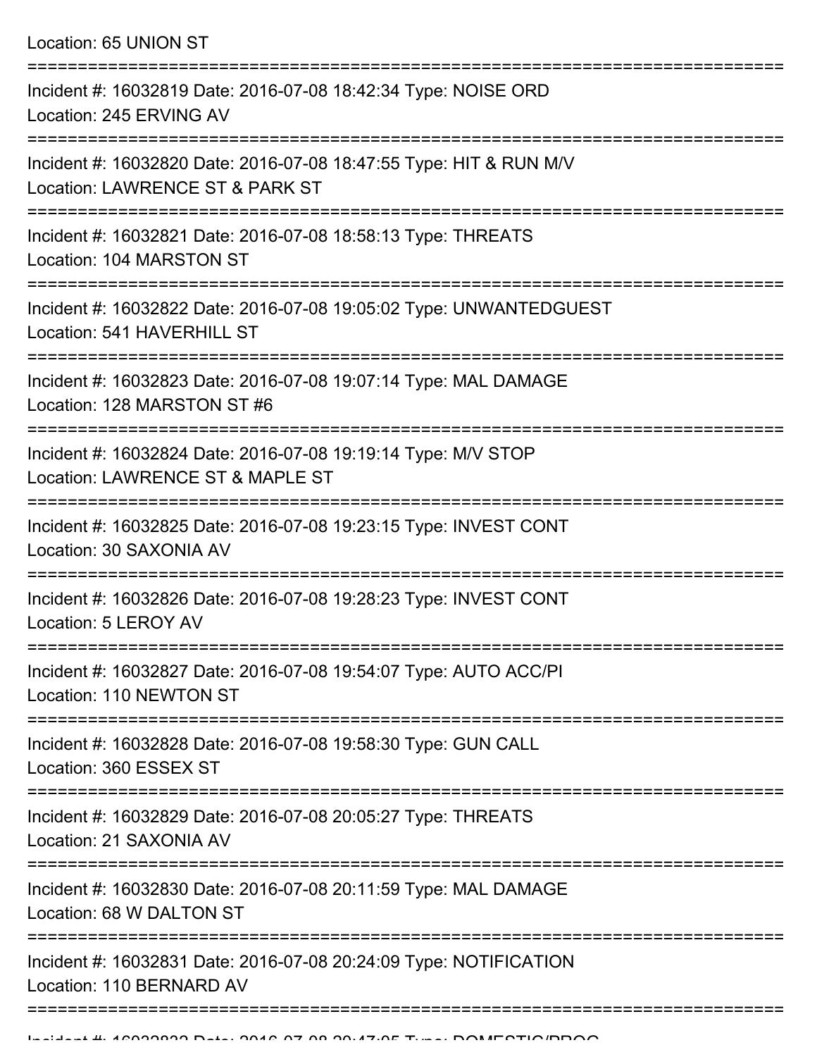Location: 65 UNION ST

===========================================================================

Incident #: 16032819 Date: 2016-07-08 18:42:34 Type: NOISE ORD
Location: 245 ERVING AV

===========================================================================

Incident #: 16032820 Date: 2016-07-08 18:47:55 Type: HIT & RUN M/V
Location: LAWRENCE ST & PARK ST

===========================================================================

Incident #: 16032821 Date: 2016-07-08 18:58:13 Type: THREATS
Location: 104 MARSTON ST

===========================================================================

Incident #: 16032822 Date: 2016-07-08 19:05:02 Type: UNWANTEDGUEST
Location: 541 HAVERHILL ST

===========================================================================

Incident #: 16032823 Date: 2016-07-08 19:07:14 Type: MAL DAMAGE
Location: 128 MARSTON ST #6

===========================================================================

Incident #: 16032824 Date: 2016-07-08 19:19:14 Type: M/V STOP
Location: LAWRENCE ST & MAPLE ST

===========================================================================

Incident #: 16032825 Date: 2016-07-08 19:23:15 Type: INVEST CONT
Location: 30 SAXONIA AV

===========================================================================

Incident #: 16032826 Date: 2016-07-08 19:28:23 Type: INVEST CONT
Location: 5 LEROY AV

===========================================================================

Incident #: 16032827 Date: 2016-07-08 19:54:07 Type: AUTO ACC/PI
Location: 110 NEWTON ST

===========================================================================

Incident #: 16032828 Date: 2016-07-08 19:58:30 Type: GUN CALL
Location: 360 ESSEX ST

===========================================================================

Incident #: 16032829 Date: 2016-07-08 20:05:27 Type: THREATS
Location: 21 SAXONIA AV

===========================================================================

Incident #: 16032830 Date: 2016-07-08 20:11:59 Type: MAL DAMAGE
Location: 68 W DALTON ST

===========================================================================

Incident #: 16032831 Date: 2016-07-08 20:24:09 Type: NOTIFICATION
Location: 110 BERNARD AV

===========================================================================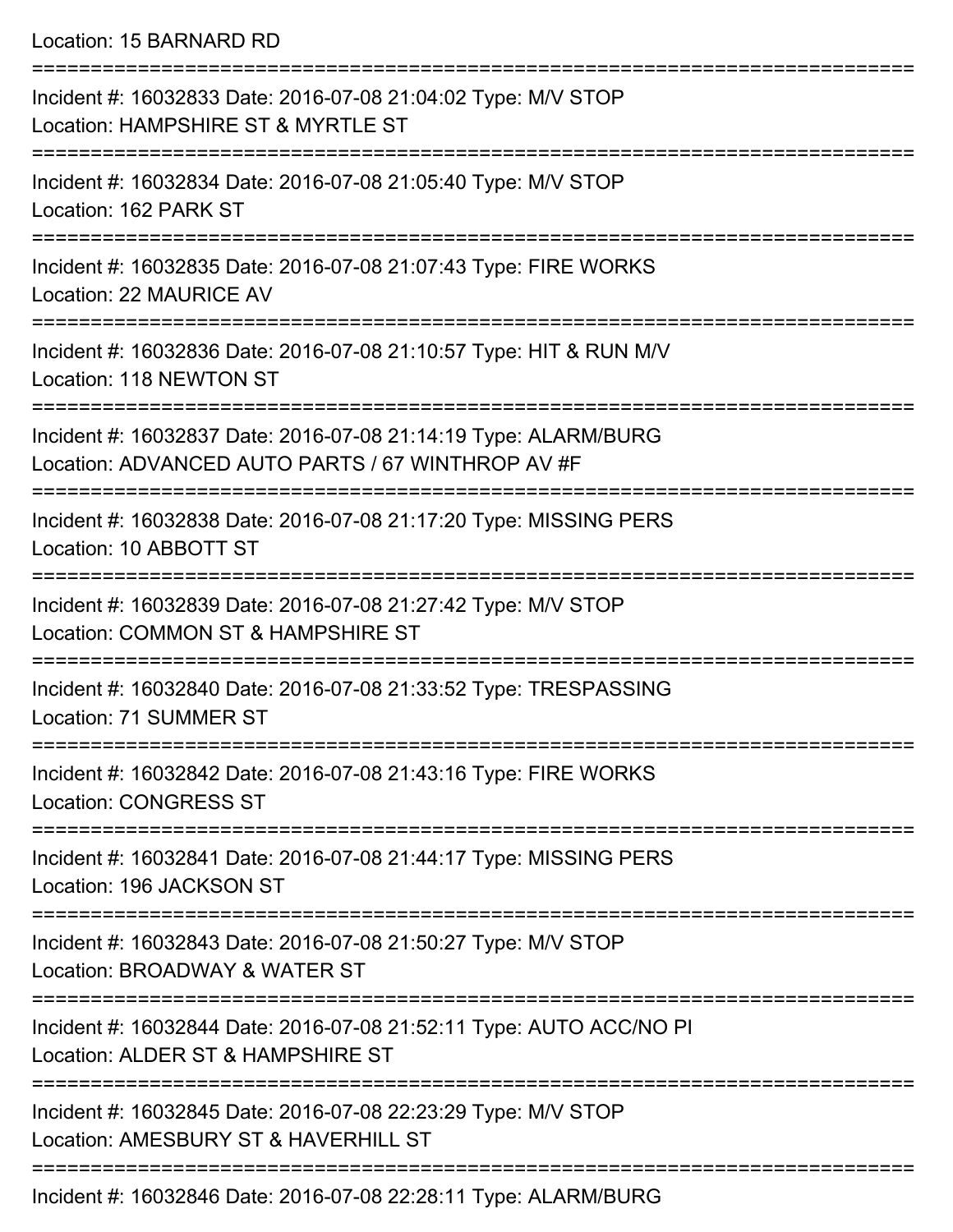Location: 15 BARNARD RD

===========================================================================

Incident #: 16032833 Date: 2016-07-08 21:04:02 Type: M/V STOP
Location: HAMPSHIRE ST & MYRTLE ST

===========================================================================

Incident #: 16032834 Date: 2016-07-08 21:05:40 Type: M/V STOP
Location: 162 PARK ST

===========================================================================

Incident #: 16032835 Date: 2016-07-08 21:07:43 Type: FIRE WORKS
Location: 22 MAURICE AV

===========================================================================

Incident #: 16032836 Date: 2016-07-08 21:10:57 Type: HIT & RUN M/V
Location: 118 NEWTON ST

===========================================================================

Incident #: 16032837 Date: 2016-07-08 21:14:19 Type: ALARM/BURG
Location: ADVANCED AUTO PARTS / 67 WINTHROP AV #F

===========================================================================

Incident #: 16032838 Date: 2016-07-08 21:17:20 Type: MISSING PERS
Location: 10 ABBOTT ST

===========================================================================

Incident #: 16032839 Date: 2016-07-08 21:27:42 Type: M/V STOP
Location: COMMON ST & HAMPSHIRE ST

===========================================================================

Incident #: 16032840 Date: 2016-07-08 21:33:52 Type: TRESPASSING
Location: 71 SUMMER ST

===========================================================================

Incident #: 16032842 Date: 2016-07-08 21:43:16 Type: FIRE WORKS
Location: CONGRESS ST

===========================================================================

Incident #: 16032841 Date: 2016-07-08 21:44:17 Type: MISSING PERS
Location: 196 JACKSON ST

===========================================================================

Incident #: 16032843 Date: 2016-07-08 21:50:27 Type: M/V STOP
Location: BROADWAY & WATER ST

===========================================================================

Incident #: 16032844 Date: 2016-07-08 21:52:11 Type: AUTO ACC/NO PI
Location: ALDER ST & HAMPSHIRE ST

===========================================================================

Incident #: 16032845 Date: 2016-07-08 22:23:29 Type: M/V STOP
Location: AMESBURY ST & HAVERHILL ST

===========================================================================

Incident #: 16032846 Date: 2016-07-08 22:28:11 Type: ALARM/BURG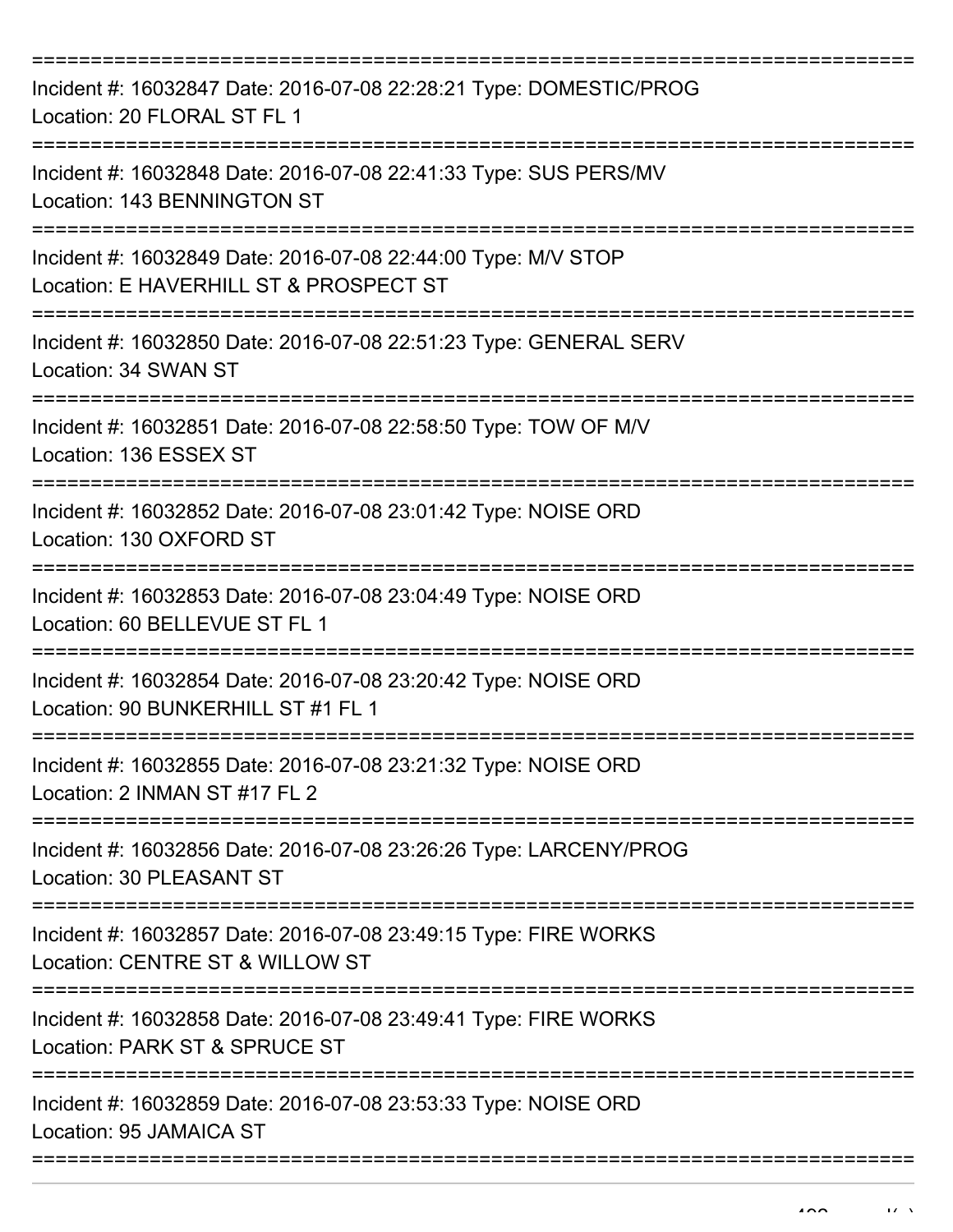Incident #: 16032847 Date: 2016-07-08 22:28:21 Type: DOMESTIC/PROG
Location: 20 FLORAL ST FL 1

Incident #: 16032848 Date: 2016-07-08 22:41:33 Type: SUS PERS/MV
Location: 143 BENNINGTON ST

Incident #: 16032849 Date: 2016-07-08 22:44:00 Type: M/V STOP
Location: E HAVERHILL ST & PROSPECT ST

Incident #: 16032850 Date: 2016-07-08 22:51:23 Type: GENERAL SERV
Location: 34 SWAN ST

Incident #: 16032851 Date: 2016-07-08 22:58:50 Type: TOW OF M/V
Location: 136 ESSEX ST

Incident #: 16032852 Date: 2016-07-08 23:01:42 Type: NOISE ORD
Location: 130 OXFORD ST

Incident #: 16032853 Date: 2016-07-08 23:04:49 Type: NOISE ORD
Location: 60 BELLEVUE ST FL 1

Incident #: 16032854 Date: 2016-07-08 23:20:42 Type: NOISE ORD
Location: 90 BUNKERHILL ST #1 FL 1

Incident #: 16032855 Date: 2016-07-08 23:21:32 Type: NOISE ORD
Location: 2 INMAN ST #17 FL 2

Incident #: 16032856 Date: 2016-07-08 23:26:26 Type: LARCENY/PROG
Location: 30 PLEASANT ST

Incident #: 16032857 Date: 2016-07-08 23:49:15 Type: FIRE WORKS
Location: CENTRE ST & WILLOW ST

Incident #: 16032858 Date: 2016-07-08 23:49:41 Type: FIRE WORKS
Location: PARK ST & SPRUCE ST

Incident #: 16032859 Date: 2016-07-08 23:53:33 Type: NOISE ORD
Location: 95 JAMAICA ST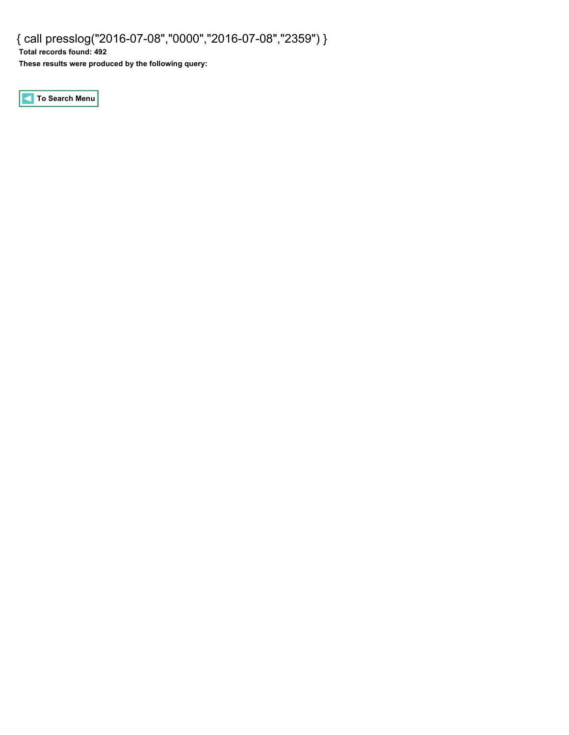{ call presslog("2016-07-08","0000","2016-07-08","2359") }

**Total records found: 492**

**These results were produced by the following query:**

**To Search Menu**